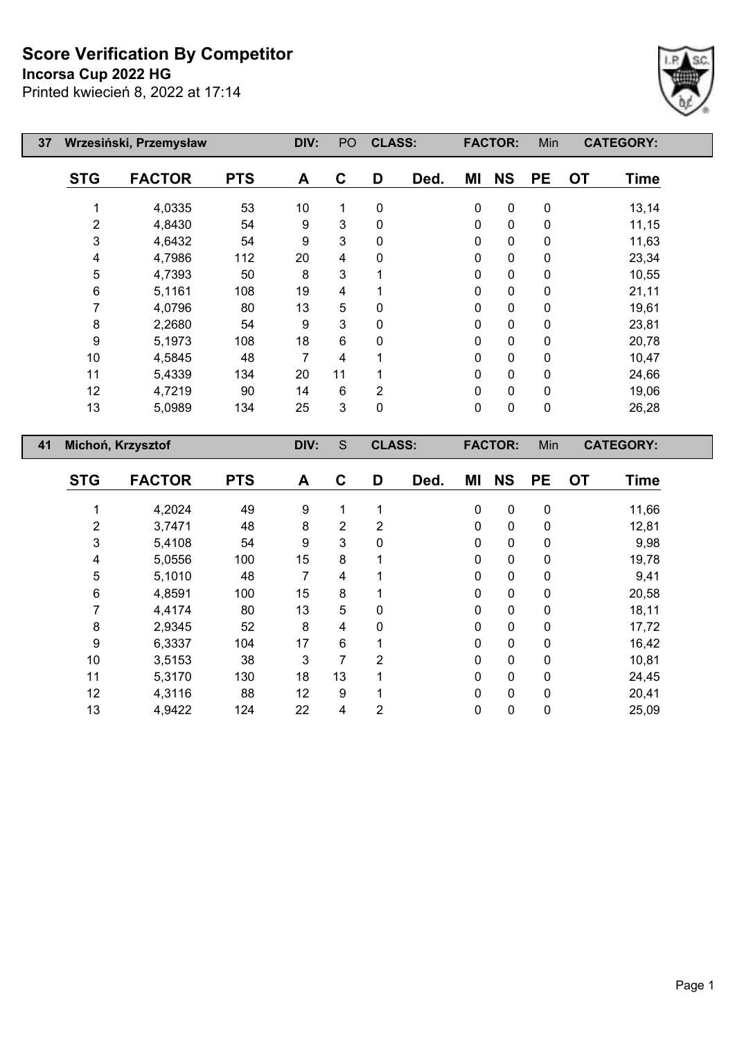# Score Verification By Competitor

**Incorsa Cup 2022 HG**

Printed kwiecień 8, 2022 at 17:14

| 37 | Wrzesiński, Przemysław | | DIV: | PO | CLASS: | | FACTOR: | Min | | CATEGORY: | |
|---|---|---|---|---|---|---|---|---|---|---|---|
| **STG** | **FACTOR** | **PTS** | **A** | **C** | **D** | **Ded.** | **MI** | **NS** | **PE** | **OT** | **Time** |
| 1 | 4,0335 | 53 | 10 | 1 | 0 | | 0 | 0 | 0 | | 13,14 |
| 2 | 4,8430 | 54 | 9 | 3 | 0 | | 0 | 0 | 0 | | 11,15 |
| 3 | 4,6432 | 54 | 9 | 3 | 0 | | 0 | 0 | 0 | | 11,63 |
| 4 | 4,7986 | 112 | 20 | 4 | 0 | | 0 | 0 | 0 | | 23,34 |
| 5 | 4,7393 | 50 | 8 | 3 | 1 | | 0 | 0 | 0 | | 10,55 |
| 6 | 5,1161 | 108 | 19 | 4 | 1 | | 0 | 0 | 0 | | 21,11 |
| 7 | 4,0796 | 80 | 13 | 5 | 0 | | 0 | 0 | 0 | | 19,61 |
| 8 | 2,2680 | 54 | 9 | 3 | 0 | | 0 | 0 | 0 | | 23,81 |
| 9 | 5,1973 | 108 | 18 | 6 | 0 | | 0 | 0 | 0 | | 20,78 |
| 10 | 4,5845 | 48 | 7 | 4 | 1 | | 0 | 0 | 0 | | 10,47 |
| 11 | 5,4339 | 134 | 20 | 11 | 1 | | 0 | 0 | 0 | | 24,66 |
| 12 | 4,7219 | 90 | 14 | 6 | 2 | | 0 | 0 | 0 | | 19,06 |
| 13 | 5,0989 | 134 | 25 | 3 | 0 | | 0 | 0 | 0 | | 26,28 |

| 41 | Michoń, Krzysztof | | DIV: | S | CLASS: | | FACTOR: | Min | | CATEGORY: | |
|---|---|---|---|---|---|---|---|---|---|---|---|
| **STG** | **FACTOR** | **PTS** | **A** | **C** | **D** | **Ded.** | **MI** | **NS** | **PE** | **OT** | **Time** |
| 1 | 4,2024 | 49 | 9 | 1 | 1 | | 0 | 0 | 0 | | 11,66 |
| 2 | 3,7471 | 48 | 8 | 2 | 2 | | 0 | 0 | 0 | | 12,81 |
| 3 | 5,4108 | 54 | 9 | 3 | 0 | | 0 | 0 | 0 | | 9,98 |
| 4 | 5,0556 | 100 | 15 | 8 | 1 | | 0 | 0 | 0 | | 19,78 |
| 5 | 5,1010 | 48 | 7 | 4 | 1 | | 0 | 0 | 0 | | 9,41 |
| 6 | 4,8591 | 100 | 15 | 8 | 1 | | 0 | 0 | 0 | | 20,58 |
| 7 | 4,4174 | 80 | 13 | 5 | 0 | | 0 | 0 | 0 | | 18,11 |
| 8 | 2,9345 | 52 | 8 | 4 | 0 | | 0 | 0 | 0 | | 17,72 |
| 9 | 6,3337 | 104 | 17 | 6 | 1 | | 0 | 0 | 0 | | 16,42 |
| 10 | 3,5153 | 38 | 3 | 7 | 2 | | 0 | 0 | 0 | | 10,81 |
| 11 | 5,3170 | 130 | 18 | 13 | 1 | | 0 | 0 | 0 | | 24,45 |
| 12 | 4,3116 | 88 | 12 | 9 | 1 | | 0 | 0 | 0 | | 20,41 |
| 13 | 4,9422 | 124 | 22 | 4 | 2 | | 0 | 0 | 0 | | 25,09 |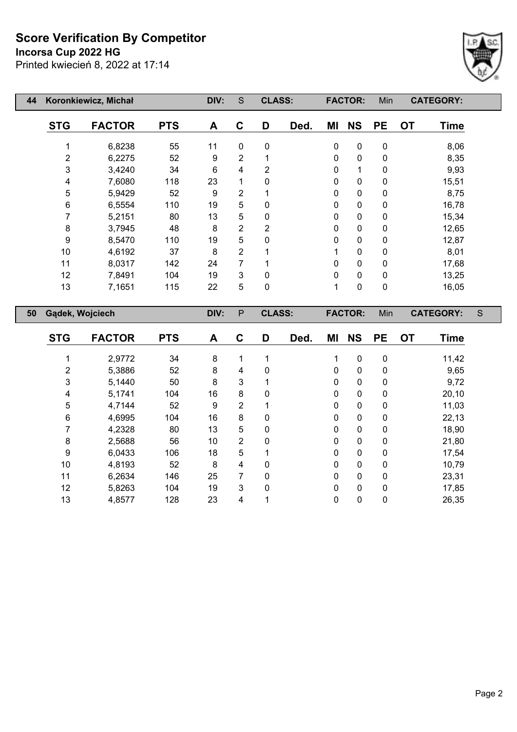# Score Verification By Competitor

**Incorsa Cup 2022 HG**

Printed kwiecień 8, 2022 at 17:14

| 44 | Koronkiewicz, Michał | | DIV: | S | CLASS: | | FACTOR: | Min | | CATEGORY: | |
|---|---|---|---|---|---|---|---|---|---|---|---|
| **STG** | **FACTOR** | **PTS** | **A** | **C** | **D** | **Ded.** | **MI** | **NS** | **PE** | **OT** | **Time** |
| 1 | 6,8238 | 55 | 11 | 0 | 0 | | 0 | 0 | 0 | | 8,06 |
| 2 | 6,2275 | 52 | 9 | 2 | 1 | | 0 | 0 | 0 | | 8,35 |
| 3 | 3,4240 | 34 | 6 | 4 | 2 | | 0 | 1 | 0 | | 9,93 |
| 4 | 7,6080 | 118 | 23 | 1 | 0 | | 0 | 0 | 0 | | 15,51 |
| 5 | 5,9429 | 52 | 9 | 2 | 1 | | 0 | 0 | 0 | | 8,75 |
| 6 | 6,5554 | 110 | 19 | 5 | 0 | | 0 | 0 | 0 | | 16,78 |
| 7 | 5,2151 | 80 | 13 | 5 | 0 | | 0 | 0 | 0 | | 15,34 |
| 8 | 3,7945 | 48 | 8 | 2 | 2 | | 0 | 0 | 0 | | 12,65 |
| 9 | 8,5470 | 110 | 19 | 5 | 0 | | 0 | 0 | 0 | | 12,87 |
| 10 | 4,6192 | 37 | 8 | 2 | 1 | | 1 | 0 | 0 | | 8,01 |
| 11 | 8,0317 | 142 | 24 | 7 | 1 | | 0 | 0 | 0 | | 17,68 |
| 12 | 7,8491 | 104 | 19 | 3 | 0 | | 0 | 0 | 0 | | 13,25 |
| 13 | 7,1651 | 115 | 22 | 5 | 0 | | 1 | 0 | 0 | | 16,05 |

| 50 | Gądek, Wojciech | | DIV: | P | CLASS: | | FACTOR: | Min | | CATEGORY: | S |
|---|---|---|---|---|---|---|---|---|---|---|---|
| **STG** | **FACTOR** | **PTS** | **A** | **C** | **D** | **Ded.** | **MI** | **NS** | **PE** | **OT** | **Time** |
| 1 | 2,9772 | 34 | 8 | 1 | 1 | | 1 | 0 | 0 | | 11,42 |
| 2 | 5,3886 | 52 | 8 | 4 | 0 | | 0 | 0 | 0 | | 9,65 |
| 3 | 5,1440 | 50 | 8 | 3 | 1 | | 0 | 0 | 0 | | 9,72 |
| 4 | 5,1741 | 104 | 16 | 8 | 0 | | 0 | 0 | 0 | | 20,10 |
| 5 | 4,7144 | 52 | 9 | 2 | 1 | | 0 | 0 | 0 | | 11,03 |
| 6 | 4,6995 | 104 | 16 | 8 | 0 | | 0 | 0 | 0 | | 22,13 |
| 7 | 4,2328 | 80 | 13 | 5 | 0 | | 0 | 0 | 0 | | 18,90 |
| 8 | 2,5688 | 56 | 10 | 2 | 0 | | 0 | 0 | 0 | | 21,80 |
| 9 | 6,0433 | 106 | 18 | 5 | 1 | | 0 | 0 | 0 | | 17,54 |
| 10 | 4,8193 | 52 | 8 | 4 | 0 | | 0 | 0 | 0 | | 10,79 |
| 11 | 6,2634 | 146 | 25 | 7 | 0 | | 0 | 0 | 0 | | 23,31 |
| 12 | 5,8263 | 104 | 19 | 3 | 0 | | 0 | 0 | 0 | | 17,85 |
| 13 | 4,8577 | 128 | 23 | 4 | 1 | | 0 | 0 | 0 | | 26,35 |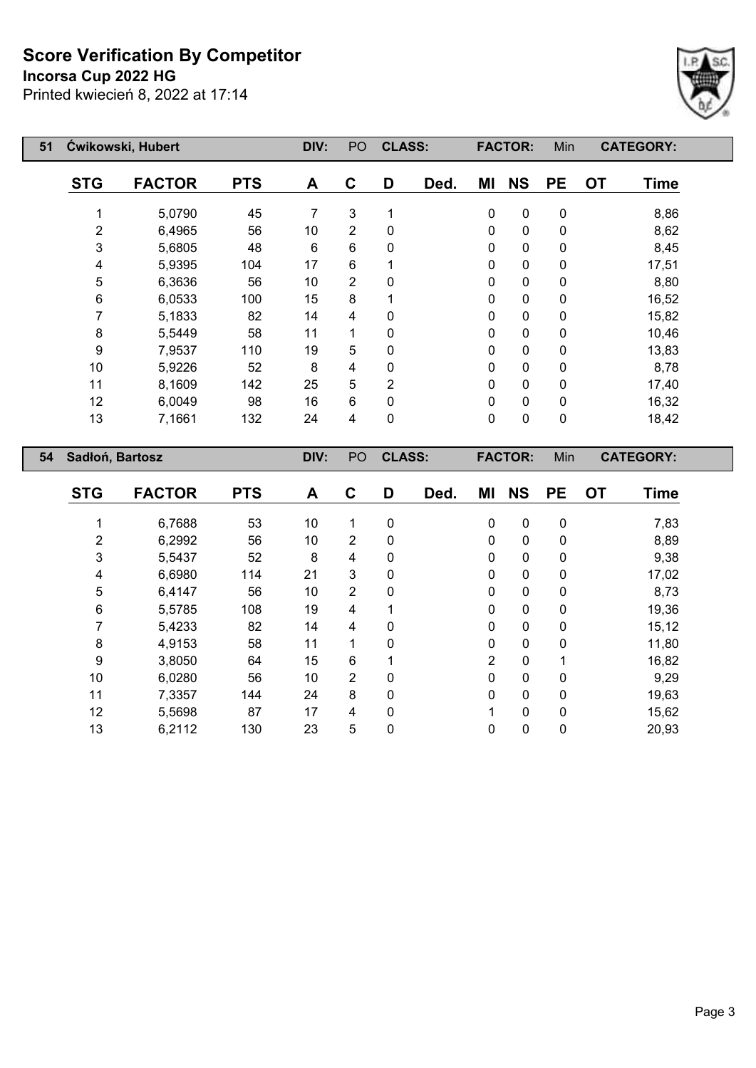# Score Verification By Competitor

**Incorsa Cup 2022 HG**

Printed kwiecień 8, 2022 at 17:14

| 51 | Ćwikowski, Hubert | | DIV: | PO | CLASS: | | FACTOR: | Min | | CATEGORY: | | |
|---|---|---|---|---|---|---|---|---|---|---|---|---|
| **STG** | **FACTOR** | **PTS** | **A** | **C** | **D** | **Ded.** | **MI** | **NS** | **PE** | **OT** | **Time** | |
| 1 | 5,0790 | 45 | 7 | 3 | 1 | | 0 | 0 | 0 | | 8,86 | |
| 2 | 6,4965 | 56 | 10 | 2 | 0 | | 0 | 0 | 0 | | 8,62 | |
| 3 | 5,6805 | 48 | 6 | 6 | 0 | | 0 | 0 | 0 | | 8,45 | |
| 4 | 5,9395 | 104 | 17 | 6 | 1 | | 0 | 0 | 0 | | 17,51 | |
| 5 | 6,3636 | 56 | 10 | 2 | 0 | | 0 | 0 | 0 | | 8,80 | |
| 6 | 6,0533 | 100 | 15 | 8 | 1 | | 0 | 0 | 0 | | 16,52 | |
| 7 | 5,1833 | 82 | 14 | 4 | 0 | | 0 | 0 | 0 | | 15,82 | |
| 8 | 5,5449 | 58 | 11 | 1 | 0 | | 0 | 0 | 0 | | 10,46 | |
| 9 | 7,9537 | 110 | 19 | 5 | 0 | | 0 | 0 | 0 | | 13,83 | |
| 10 | 5,9226 | 52 | 8 | 4 | 0 | | 0 | 0 | 0 | | 8,78 | |
| 11 | 8,1609 | 142 | 25 | 5 | 2 | | 0 | 0 | 0 | | 17,40 | |
| 12 | 6,0049 | 98 | 16 | 6 | 0 | | 0 | 0 | 0 | | 16,32 | |
| 13 | 7,1661 | 132 | 24 | 4 | 0 | | 0 | 0 | 0 | | 18,42 | |

| 54 | Sadłoń, Bartosz | | DIV: | PO | CLASS: | | FACTOR: | Min | | CATEGORY: | | |
|---|---|---|---|---|---|---|---|---|---|---|---|---|
| **STG** | **FACTOR** | **PTS** | **A** | **C** | **D** | **Ded.** | **MI** | **NS** | **PE** | **OT** | **Time** | |
| 1 | 6,7688 | 53 | 10 | 1 | 0 | | 0 | 0 | 0 | | 7,83 | |
| 2 | 6,2992 | 56 | 10 | 2 | 0 | | 0 | 0 | 0 | | 8,89 | |
| 3 | 5,5437 | 52 | 8 | 4 | 0 | | 0 | 0 | 0 | | 9,38 | |
| 4 | 6,6980 | 114 | 21 | 3 | 0 | | 0 | 0 | 0 | | 17,02 | |
| 5 | 6,4147 | 56 | 10 | 2 | 0 | | 0 | 0 | 0 | | 8,73 | |
| 6 | 5,5785 | 108 | 19 | 4 | 1 | | 0 | 0 | 0 | | 19,36 | |
| 7 | 5,4233 | 82 | 14 | 4 | 0 | | 0 | 0 | 0 | | 15,12 | |
| 8 | 4,9153 | 58 | 11 | 1 | 0 | | 0 | 0 | 0 | | 11,80 | |
| 9 | 3,8050 | 64 | 15 | 6 | 1 | | 2 | 0 | 1 | | 16,82 | |
| 10 | 6,0280 | 56 | 10 | 2 | 0 | | 0 | 0 | 0 | | 9,29 | |
| 11 | 7,3357 | 144 | 24 | 8 | 0 | | 0 | 0 | 0 | | 19,63 | |
| 12 | 5,5698 | 87 | 17 | 4 | 0 | | 1 | 0 | 0 | | 15,62 | |
| 13 | 6,2112 | 130 | 23 | 5 | 0 | | 0 | 0 | 0 | | 20,93 | |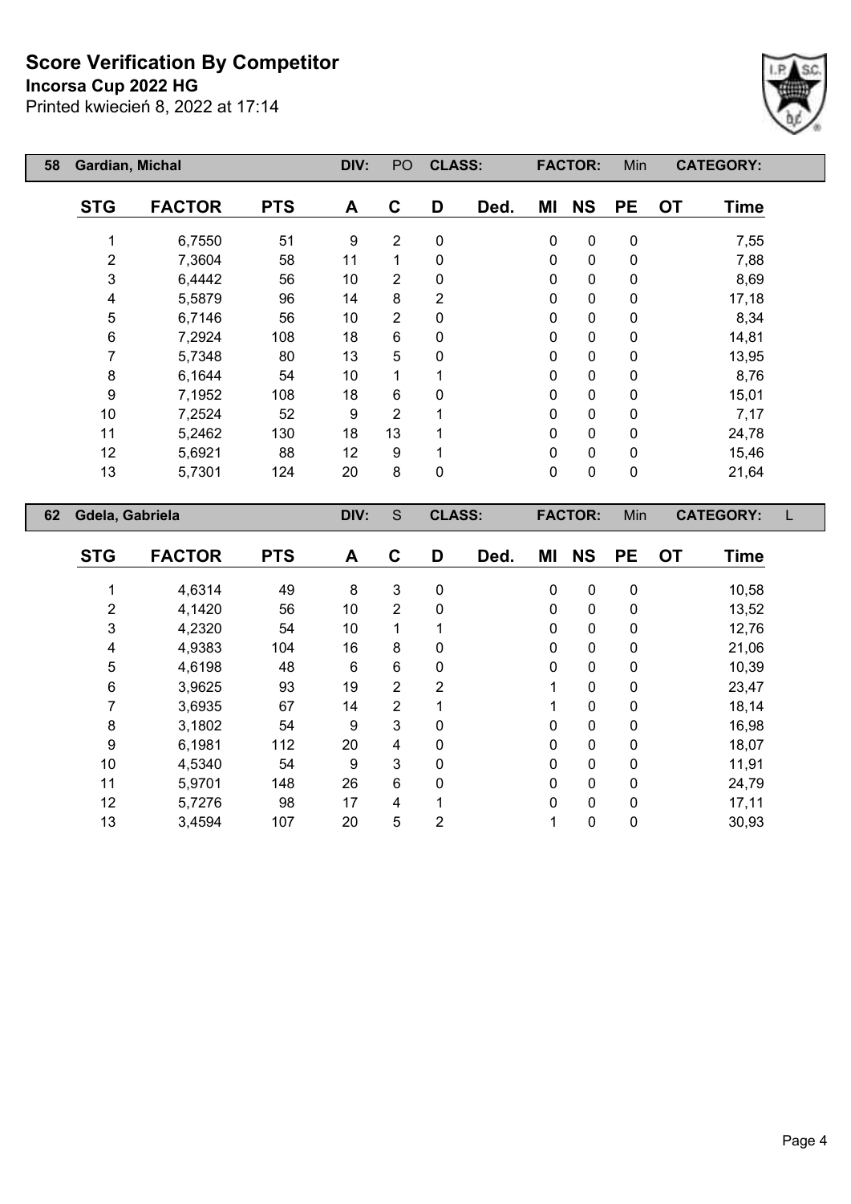# Score Verification By Competitor

**Incorsa Cup 2022 HG**

Printed kwiecień 8, 2022 at 17:14

| 58 | Gardian, Michal | | DIV: | PO | CLASS: | | FACTOR: | | Min | CATEGORY: | |
|---|---|---|---|---|---|---|---|---|---|---|---|

| STG | FACTOR | PTS | A | C | D | Ded. | MI | NS | PE | OT | Time |
|---|---|---|---|---|---|---|---|---|---|---|---|
| 1 | 6,7550 | 51 | 9 | 2 | 0 | | 0 | 0 | 0 | | 7,55 |
| 2 | 7,3604 | 58 | 11 | 1 | 0 | | 0 | 0 | 0 | | 7,88 |
| 3 | 6,4442 | 56 | 10 | 2 | 0 | | 0 | 0 | 0 | | 8,69 |
| 4 | 5,5879 | 96 | 14 | 8 | 2 | | 0 | 0 | 0 | | 17,18 |
| 5 | 6,7146 | 56 | 10 | 2 | 0 | | 0 | 0 | 0 | | 8,34 |
| 6 | 7,2924 | 108 | 18 | 6 | 0 | | 0 | 0 | 0 | | 14,81 |
| 7 | 5,7348 | 80 | 13 | 5 | 0 | | 0 | 0 | 0 | | 13,95 |
| 8 | 6,1644 | 54 | 10 | 1 | 1 | | 0 | 0 | 0 | | 8,76 |
| 9 | 7,1952 | 108 | 18 | 6 | 0 | | 0 | 0 | 0 | | 15,01 |
| 10 | 7,2524 | 52 | 9 | 2 | 1 | | 0 | 0 | 0 | | 7,17 |
| 11 | 5,2462 | 130 | 18 | 13 | 1 | | 0 | 0 | 0 | | 24,78 |
| 12 | 5,6921 | 88 | 12 | 9 | 1 | | 0 | 0 | 0 | | 15,46 |
| 13 | 5,7301 | 124 | 20 | 8 | 0 | | 0 | 0 | 0 | | 21,64 |

| 62 | Gdela, Gabriela | | DIV: | S | CLASS: | | FACTOR: | | Min | CATEGORY: | L |
|---|---|---|---|---|---|---|---|---|---|---|---|

| STG | FACTOR | PTS | A | C | D | Ded. | MI | NS | PE | OT | Time |
|---|---|---|---|---|---|---|---|---|---|---|---|
| 1 | 4,6314 | 49 | 8 | 3 | 0 | | 0 | 0 | 0 | | 10,58 |
| 2 | 4,1420 | 56 | 10 | 2 | 0 | | 0 | 0 | 0 | | 13,52 |
| 3 | 4,2320 | 54 | 10 | 1 | 1 | | 0 | 0 | 0 | | 12,76 |
| 4 | 4,9383 | 104 | 16 | 8 | 0 | | 0 | 0 | 0 | | 21,06 |
| 5 | 4,6198 | 48 | 6 | 6 | 0 | | 0 | 0 | 0 | | 10,39 |
| 6 | 3,9625 | 93 | 19 | 2 | 2 | | 1 | 0 | 0 | | 23,47 |
| 7 | 3,6935 | 67 | 14 | 2 | 1 | | 1 | 0 | 0 | | 18,14 |
| 8 | 3,1802 | 54 | 9 | 3 | 0 | | 0 | 0 | 0 | | 16,98 |
| 9 | 6,1981 | 112 | 20 | 4 | 0 | | 0 | 0 | 0 | | 18,07 |
| 10 | 4,5340 | 54 | 9 | 3 | 0 | | 0 | 0 | 0 | | 11,91 |
| 11 | 5,9701 | 148 | 26 | 6 | 0 | | 0 | 0 | 0 | | 24,79 |
| 12 | 5,7276 | 98 | 17 | 4 | 1 | | 0 | 0 | 0 | | 17,11 |
| 13 | 3,4594 | 107 | 20 | 5 | 2 | | 1 | 0 | 0 | | 30,93 |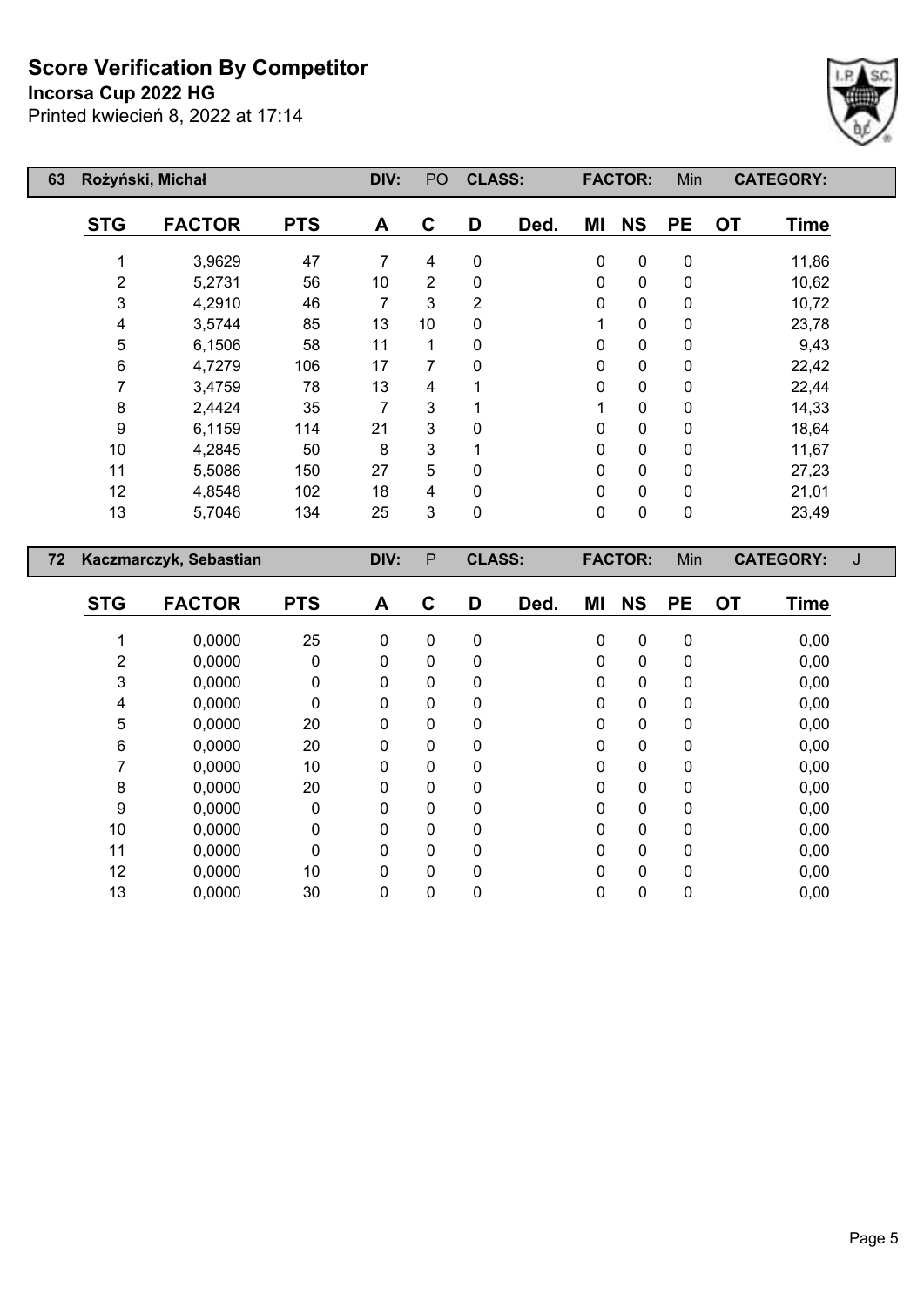# Score Verification By Competitor

**Incorsa Cup 2022 HG**

Printed kwiecień 8, 2022 at 17:14

| 63 | Rożyński, Michał | | DIV: | PO | CLASS: | | | FACTOR: | | Min | CATEGORY: | |
|---|---|---|---|---|---|---|---|---|---|---|---|---|
| | **STG** | **FACTOR** | **PTS** | **A** | **C** | **D** | **Ded.** | **MI** | **NS** | **PE** | **OT** | **Time** |
| | 1 | 3,9629 | 47 | 7 | 4 | 0 | | 0 | 0 | 0 | | 11,86 |
| | 2 | 5,2731 | 56 | 10 | 2 | 0 | | 0 | 0 | 0 | | 10,62 |
| | 3 | 4,2910 | 46 | 7 | 3 | 2 | | 0 | 0 | 0 | | 10,72 |
| | 4 | 3,5744 | 85 | 13 | 10 | 0 | | 1 | 0 | 0 | | 23,78 |
| | 5 | 6,1506 | 58 | 11 | 1 | 0 | | 0 | 0 | 0 | | 9,43 |
| | 6 | 4,7279 | 106 | 17 | 7 | 0 | | 0 | 0 | 0 | | 22,42 |
| | 7 | 3,4759 | 78 | 13 | 4 | 1 | | 0 | 0 | 0 | | 22,44 |
| | 8 | 2,4424 | 35 | 7 | 3 | 1 | | 1 | 0 | 0 | | 14,33 |
| | 9 | 6,1159 | 114 | 21 | 3 | 0 | | 0 | 0 | 0 | | 18,64 |
| | 10 | 4,2845 | 50 | 8 | 3 | 1 | | 0 | 0 | 0 | | 11,67 |
| | 11 | 5,5086 | 150 | 27 | 5 | 0 | | 0 | 0 | 0 | | 27,23 |
| | 12 | 4,8548 | 102 | 18 | 4 | 0 | | 0 | 0 | 0 | | 21,01 |
| | 13 | 5,7046 | 134 | 25 | 3 | 0 | | 0 | 0 | 0 | | 23,49 |

| 72 | Kaczmarczyk, Sebastian | | DIV: | P | CLASS: | | | FACTOR: | | Min | CATEGORY: | J |
|---|---|---|---|---|---|---|---|---|---|---|---|---|
| | **STG** | **FACTOR** | **PTS** | **A** | **C** | **D** | **Ded.** | **MI** | **NS** | **PE** | **OT** | **Time** |
| | 1 | 0,0000 | 25 | 0 | 0 | 0 | | 0 | 0 | 0 | | 0,00 |
| | 2 | 0,0000 | 0 | 0 | 0 | 0 | | 0 | 0 | 0 | | 0,00 |
| | 3 | 0,0000 | 0 | 0 | 0 | 0 | | 0 | 0 | 0 | | 0,00 |
| | 4 | 0,0000 | 0 | 0 | 0 | 0 | | 0 | 0 | 0 | | 0,00 |
| | 5 | 0,0000 | 20 | 0 | 0 | 0 | | 0 | 0 | 0 | | 0,00 |
| | 6 | 0,0000 | 20 | 0 | 0 | 0 | | 0 | 0 | 0 | | 0,00 |
| | 7 | 0,0000 | 10 | 0 | 0 | 0 | | 0 | 0 | 0 | | 0,00 |
| | 8 | 0,0000 | 20 | 0 | 0 | 0 | | 0 | 0 | 0 | | 0,00 |
| | 9 | 0,0000 | 0 | 0 | 0 | 0 | | 0 | 0 | 0 | | 0,00 |
| | 10 | 0,0000 | 0 | 0 | 0 | 0 | | 0 | 0 | 0 | | 0,00 |
| | 11 | 0,0000 | 0 | 0 | 0 | 0 | | 0 | 0 | 0 | | 0,00 |
| | 12 | 0,0000 | 10 | 0 | 0 | 0 | | 0 | 0 | 0 | | 0,00 |
| | 13 | 0,0000 | 30 | 0 | 0 | 0 | | 0 | 0 | 0 | | 0,00 |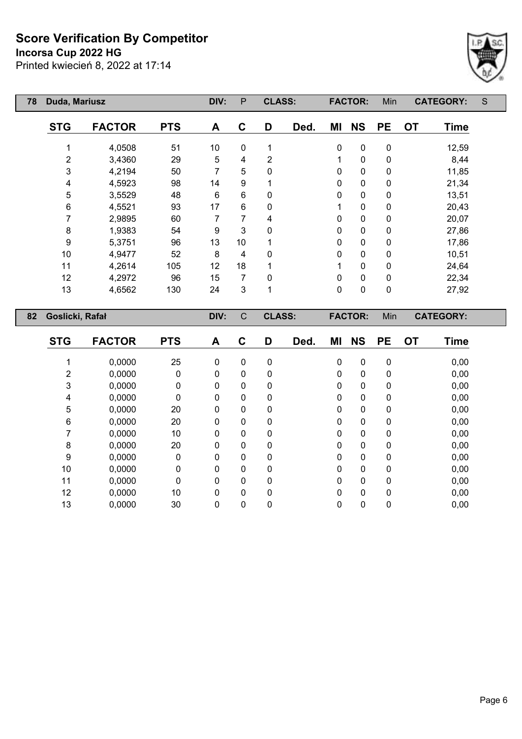# Score Verification By Competitor

**Incorsa Cup 2022 HG**

Printed kwiecień 8, 2022 at 17:14

| 78 | Duda, Mariusz | | DIV: | P | CLASS: | | FACTOR: | Min | CATEGORY: | S |
|---|---|---|---|---|---|---|---|---|---|---|

| STG | FACTOR | PTS | A | C | D | Ded. | MI | NS | PE | OT | Time |
|---|---|---|---|---|---|---|---|---|---|---|---|
| 1 | 4,0508 | 51 | 10 | 0 | 1 | | 0 | 0 | 0 | | 12,59 |
| 2 | 3,4360 | 29 | 5 | 4 | 2 | | 1 | 0 | 0 | | 8,44 |
| 3 | 4,2194 | 50 | 7 | 5 | 0 | | 0 | 0 | 0 | | 11,85 |
| 4 | 4,5923 | 98 | 14 | 9 | 1 | | 0 | 0 | 0 | | 21,34 |
| 5 | 3,5529 | 48 | 6 | 6 | 0 | | 0 | 0 | 0 | | 13,51 |
| 6 | 4,5521 | 93 | 17 | 6 | 0 | | 1 | 0 | 0 | | 20,43 |
| 7 | 2,9895 | 60 | 7 | 7 | 4 | | 0 | 0 | 0 | | 20,07 |
| 8 | 1,9383 | 54 | 9 | 3 | 0 | | 0 | 0 | 0 | | 27,86 |
| 9 | 5,3751 | 96 | 13 | 10 | 1 | | 0 | 0 | 0 | | 17,86 |
| 10 | 4,9477 | 52 | 8 | 4 | 0 | | 0 | 0 | 0 | | 10,51 |
| 11 | 4,2614 | 105 | 12 | 18 | 1 | | 1 | 0 | 0 | | 24,64 |
| 12 | 4,2972 | 96 | 15 | 7 | 0 | | 0 | 0 | 0 | | 22,34 |
| 13 | 4,6562 | 130 | 24 | 3 | 1 | | 0 | 0 | 0 | | 27,92 |

| 82 | Goslicki, Rafał | | DIV: | C | CLASS: | | FACTOR: | Min | CATEGORY: | |
|---|---|---|---|---|---|---|---|---|---|---|

| STG | FACTOR | PTS | A | C | D | Ded. | MI | NS | PE | OT | Time |
|---|---|---|---|---|---|---|---|---|---|---|---|
| 1 | 0,0000 | 25 | 0 | 0 | 0 | | 0 | 0 | 0 | | 0,00 |
| 2 | 0,0000 | 0 | 0 | 0 | 0 | | 0 | 0 | 0 | | 0,00 |
| 3 | 0,0000 | 0 | 0 | 0 | 0 | | 0 | 0 | 0 | | 0,00 |
| 4 | 0,0000 | 0 | 0 | 0 | 0 | | 0 | 0 | 0 | | 0,00 |
| 5 | 0,0000 | 20 | 0 | 0 | 0 | | 0 | 0 | 0 | | 0,00 |
| 6 | 0,0000 | 20 | 0 | 0 | 0 | | 0 | 0 | 0 | | 0,00 |
| 7 | 0,0000 | 10 | 0 | 0 | 0 | | 0 | 0 | 0 | | 0,00 |
| 8 | 0,0000 | 20 | 0 | 0 | 0 | | 0 | 0 | 0 | | 0,00 |
| 9 | 0,0000 | 0 | 0 | 0 | 0 | | 0 | 0 | 0 | | 0,00 |
| 10 | 0,0000 | 0 | 0 | 0 | 0 | | 0 | 0 | 0 | | 0,00 |
| 11 | 0,0000 | 0 | 0 | 0 | 0 | | 0 | 0 | 0 | | 0,00 |
| 12 | 0,0000 | 10 | 0 | 0 | 0 | | 0 | 0 | 0 | | 0,00 |
| 13 | 0,0000 | 30 | 0 | 0 | 0 | | 0 | 0 | 0 | | 0,00 |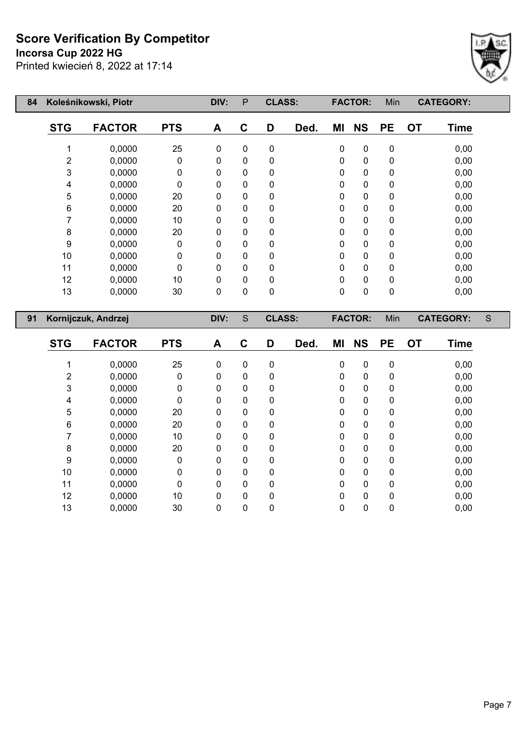# Score Verification By Competitor

**Incorsa Cup 2022 HG**

Printed kwiecień 8, 2022 at 17:14

| 84 | Koleśnikowski, Piotr | | DIV: | P | CLASS: | | FACTOR: | Min | | CATEGORY: | |
|---|---|---|---|---|---|---|---|---|---|---|---|

| STG | FACTOR | PTS | A | C | D | Ded. | MI | NS | PE | OT | Time |
|---|---|---|---|---|---|---|---|---|---|---|---|
| 1 | 0,0000 | 25 | 0 | 0 | 0 | | 0 | 0 | 0 | | 0,00 |
| 2 | 0,0000 | 0 | 0 | 0 | 0 | | 0 | 0 | 0 | | 0,00 |
| 3 | 0,0000 | 0 | 0 | 0 | 0 | | 0 | 0 | 0 | | 0,00 |
| 4 | 0,0000 | 0 | 0 | 0 | 0 | | 0 | 0 | 0 | | 0,00 |
| 5 | 0,0000 | 20 | 0 | 0 | 0 | | 0 | 0 | 0 | | 0,00 |
| 6 | 0,0000 | 20 | 0 | 0 | 0 | | 0 | 0 | 0 | | 0,00 |
| 7 | 0,0000 | 10 | 0 | 0 | 0 | | 0 | 0 | 0 | | 0,00 |
| 8 | 0,0000 | 20 | 0 | 0 | 0 | | 0 | 0 | 0 | | 0,00 |
| 9 | 0,0000 | 0 | 0 | 0 | 0 | | 0 | 0 | 0 | | 0,00 |
| 10 | 0,0000 | 0 | 0 | 0 | 0 | | 0 | 0 | 0 | | 0,00 |
| 11 | 0,0000 | 0 | 0 | 0 | 0 | | 0 | 0 | 0 | | 0,00 |
| 12 | 0,0000 | 10 | 0 | 0 | 0 | | 0 | 0 | 0 | | 0,00 |
| 13 | 0,0000 | 30 | 0 | 0 | 0 | | 0 | 0 | 0 | | 0,00 |

| 91 | Kornijczuk, Andrzej | | DIV: | S | CLASS: | | FACTOR: | Min | | CATEGORY: | S |
|---|---|---|---|---|---|---|---|---|---|---|---|

| STG | FACTOR | PTS | A | C | D | Ded. | MI | NS | PE | OT | Time |
|---|---|---|---|---|---|---|---|---|---|---|---|
| 1 | 0,0000 | 25 | 0 | 0 | 0 | | 0 | 0 | 0 | | 0,00 |
| 2 | 0,0000 | 0 | 0 | 0 | 0 | | 0 | 0 | 0 | | 0,00 |
| 3 | 0,0000 | 0 | 0 | 0 | 0 | | 0 | 0 | 0 | | 0,00 |
| 4 | 0,0000 | 0 | 0 | 0 | 0 | | 0 | 0 | 0 | | 0,00 |
| 5 | 0,0000 | 20 | 0 | 0 | 0 | | 0 | 0 | 0 | | 0,00 |
| 6 | 0,0000 | 20 | 0 | 0 | 0 | | 0 | 0 | 0 | | 0,00 |
| 7 | 0,0000 | 10 | 0 | 0 | 0 | | 0 | 0 | 0 | | 0,00 |
| 8 | 0,0000 | 20 | 0 | 0 | 0 | | 0 | 0 | 0 | | 0,00 |
| 9 | 0,0000 | 0 | 0 | 0 | 0 | | 0 | 0 | 0 | | 0,00 |
| 10 | 0,0000 | 0 | 0 | 0 | 0 | | 0 | 0 | 0 | | 0,00 |
| 11 | 0,0000 | 0 | 0 | 0 | 0 | | 0 | 0 | 0 | | 0,00 |
| 12 | 0,0000 | 10 | 0 | 0 | 0 | | 0 | 0 | 0 | | 0,00 |
| 13 | 0,0000 | 30 | 0 | 0 | 0 | | 0 | 0 | 0 | | 0,00 |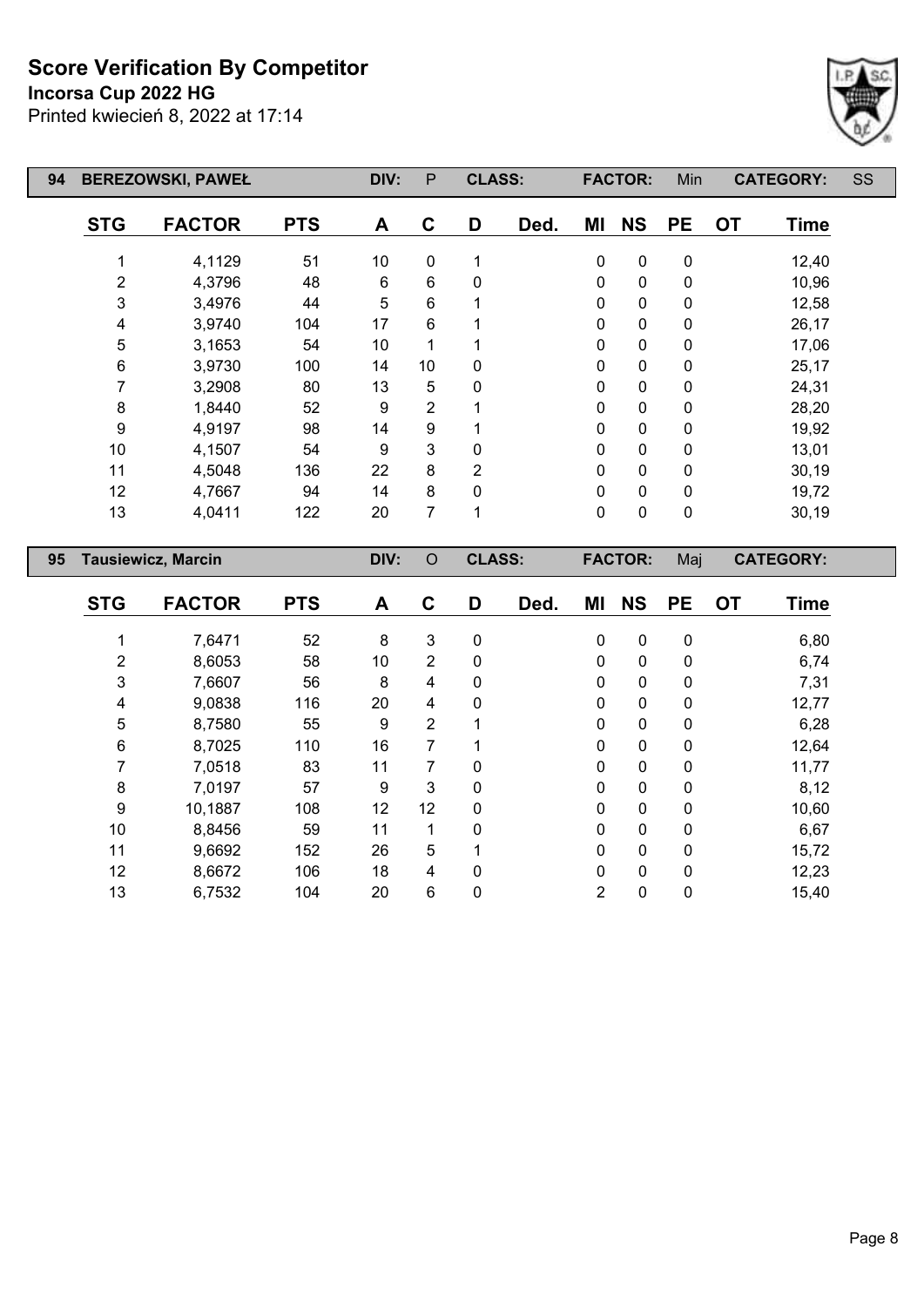# Score Verification By Competitor

**Incorsa Cup 2022 HG**

Printed kwiecień 8, 2022 at 17:14

| 94 | BEREZOWSKI, PAWEŁ | | DIV: | P | CLASS: | | FACTOR: | | Min | CATEGORY: | SS |
|---|---|---|---|---|---|---|---|---|---|---|---|

| STG | FACTOR | PTS | A | C | D | Ded. | MI | NS | PE | OT | Time |
|---|---|---|---|---|---|---|---|---|---|---|---|
| 1 | 4,1129 | 51 | 10 | 0 | 1 | | 0 | 0 | 0 | | 12,40 |
| 2 | 4,3796 | 48 | 6 | 6 | 0 | | 0 | 0 | 0 | | 10,96 |
| 3 | 3,4976 | 44 | 5 | 6 | 1 | | 0 | 0 | 0 | | 12,58 |
| 4 | 3,9740 | 104 | 17 | 6 | 1 | | 0 | 0 | 0 | | 26,17 |
| 5 | 3,1653 | 54 | 10 | 1 | 1 | | 0 | 0 | 0 | | 17,06 |
| 6 | 3,9730 | 100 | 14 | 10 | 0 | | 0 | 0 | 0 | | 25,17 |
| 7 | 3,2908 | 80 | 13 | 5 | 0 | | 0 | 0 | 0 | | 24,31 |
| 8 | 1,8440 | 52 | 9 | 2 | 1 | | 0 | 0 | 0 | | 28,20 |
| 9 | 4,9197 | 98 | 14 | 9 | 1 | | 0 | 0 | 0 | | 19,92 |
| 10 | 4,1507 | 54 | 9 | 3 | 0 | | 0 | 0 | 0 | | 13,01 |
| 11 | 4,5048 | 136 | 22 | 8 | 2 | | 0 | 0 | 0 | | 30,19 |
| 12 | 4,7667 | 94 | 14 | 8 | 0 | | 0 | 0 | 0 | | 19,72 |
| 13 | 4,0411 | 122 | 20 | 7 | 1 | | 0 | 0 | 0 | | 30,19 |

| 95 | Tausiewicz, Marcin | | DIV: | O | CLASS: | | FACTOR: | | Maj | CATEGORY: | |
|---|---|---|---|---|---|---|---|---|---|---|---|

| STG | FACTOR | PTS | A | C | D | Ded. | MI | NS | PE | OT | Time |
|---|---|---|---|---|---|---|---|---|---|---|---|
| 1 | 7,6471 | 52 | 8 | 3 | 0 | | 0 | 0 | 0 | | 6,80 |
| 2 | 8,6053 | 58 | 10 | 2 | 0 | | 0 | 0 | 0 | | 6,74 |
| 3 | 7,6607 | 56 | 8 | 4 | 0 | | 0 | 0 | 0 | | 7,31 |
| 4 | 9,0838 | 116 | 20 | 4 | 0 | | 0 | 0 | 0 | | 12,77 |
| 5 | 8,7580 | 55 | 9 | 2 | 1 | | 0 | 0 | 0 | | 6,28 |
| 6 | 8,7025 | 110 | 16 | 7 | 1 | | 0 | 0 | 0 | | 12,64 |
| 7 | 7,0518 | 83 | 11 | 7 | 0 | | 0 | 0 | 0 | | 11,77 |
| 8 | 7,0197 | 57 | 9 | 3 | 0 | | 0 | 0 | 0 | | 8,12 |
| 9 | 10,1887 | 108 | 12 | 12 | 0 | | 0 | 0 | 0 | | 10,60 |
| 10 | 8,8456 | 59 | 11 | 1 | 0 | | 0 | 0 | 0 | | 6,67 |
| 11 | 9,6692 | 152 | 26 | 5 | 1 | | 0 | 0 | 0 | | 15,72 |
| 12 | 8,6672 | 106 | 18 | 4 | 0 | | 0 | 0 | 0 | | 12,23 |
| 13 | 6,7532 | 104 | 20 | 6 | 0 | | 2 | 0 | 0 | | 15,40 |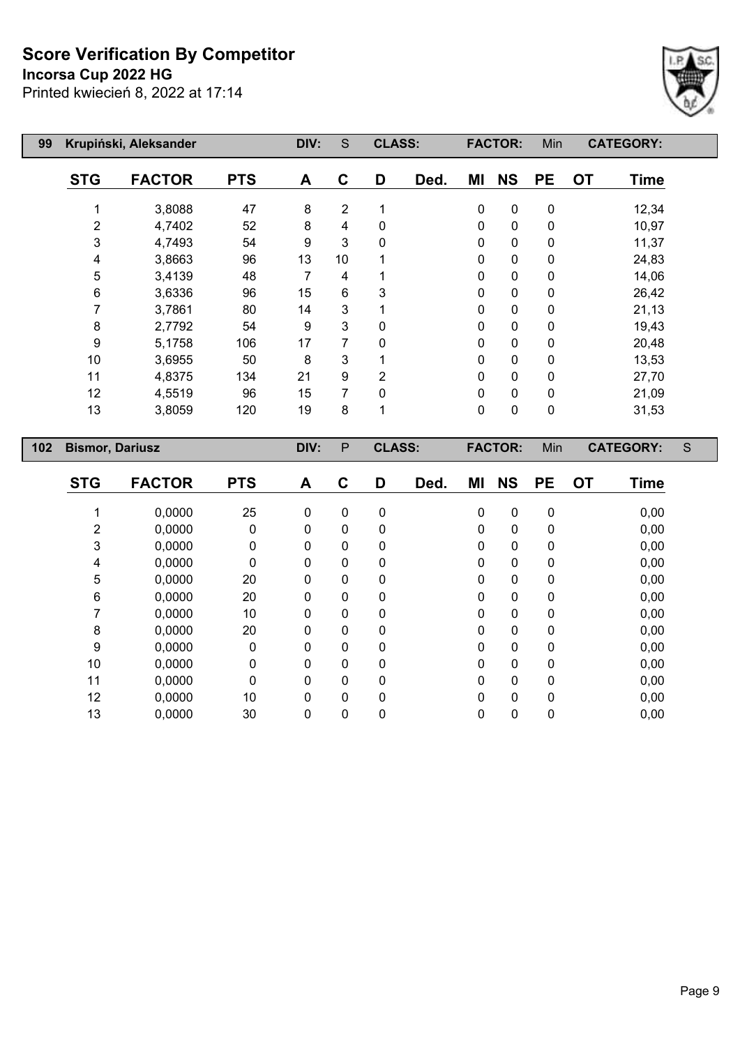# Score Verification By Competitor

**Incorsa Cup 2022 HG**

Printed kwiecień 8, 2022 at 17:14

| 99 | Krupiński, Aleksander | | DIV: | S | CLASS: | | FACTOR: | Min | CATEGORY: | |
|---|---|---|---|---|---|---|---|---|---|---|

| STG | FACTOR | PTS | A | C | D | Ded. | MI | NS | PE | OT | Time |
|---|---|---|---|---|---|---|---|---|---|---|---|
| 1 | 3,8088 | 47 | 8 | 2 | 1 | | 0 | 0 | 0 | | 12,34 |
| 2 | 4,7402 | 52 | 8 | 4 | 0 | | 0 | 0 | 0 | | 10,97 |
| 3 | 4,7493 | 54 | 9 | 3 | 0 | | 0 | 0 | 0 | | 11,37 |
| 4 | 3,8663 | 96 | 13 | 10 | 1 | | 0 | 0 | 0 | | 24,83 |
| 5 | 3,4139 | 48 | 7 | 4 | 1 | | 0 | 0 | 0 | | 14,06 |
| 6 | 3,6336 | 96 | 15 | 6 | 3 | | 0 | 0 | 0 | | 26,42 |
| 7 | 3,7861 | 80 | 14 | 3 | 1 | | 0 | 0 | 0 | | 21,13 |
| 8 | 2,7792 | 54 | 9 | 3 | 0 | | 0 | 0 | 0 | | 19,43 |
| 9 | 5,1758 | 106 | 17 | 7 | 0 | | 0 | 0 | 0 | | 20,48 |
| 10 | 3,6955 | 50 | 8 | 3 | 1 | | 0 | 0 | 0 | | 13,53 |
| 11 | 4,8375 | 134 | 21 | 9 | 2 | | 0 | 0 | 0 | | 27,70 |
| 12 | 4,5519 | 96 | 15 | 7 | 0 | | 0 | 0 | 0 | | 21,09 |
| 13 | 3,8059 | 120 | 19 | 8 | 1 | | 0 | 0 | 0 | | 31,53 |

| 102 | Bismor, Dariusz | | DIV: | P | CLASS: | | FACTOR: | Min | CATEGORY: | S |
|---|---|---|---|---|---|---|---|---|---|---|

| STG | FACTOR | PTS | A | C | D | Ded. | MI | NS | PE | OT | Time |
|---|---|---|---|---|---|---|---|---|---|---|---|
| 1 | 0,0000 | 25 | 0 | 0 | 0 | | 0 | 0 | 0 | | 0,00 |
| 2 | 0,0000 | 0 | 0 | 0 | 0 | | 0 | 0 | 0 | | 0,00 |
| 3 | 0,0000 | 0 | 0 | 0 | 0 | | 0 | 0 | 0 | | 0,00 |
| 4 | 0,0000 | 0 | 0 | 0 | 0 | | 0 | 0 | 0 | | 0,00 |
| 5 | 0,0000 | 20 | 0 | 0 | 0 | | 0 | 0 | 0 | | 0,00 |
| 6 | 0,0000 | 20 | 0 | 0 | 0 | | 0 | 0 | 0 | | 0,00 |
| 7 | 0,0000 | 10 | 0 | 0 | 0 | | 0 | 0 | 0 | | 0,00 |
| 8 | 0,0000 | 20 | 0 | 0 | 0 | | 0 | 0 | 0 | | 0,00 |
| 9 | 0,0000 | 0 | 0 | 0 | 0 | | 0 | 0 | 0 | | 0,00 |
| 10 | 0,0000 | 0 | 0 | 0 | 0 | | 0 | 0 | 0 | | 0,00 |
| 11 | 0,0000 | 0 | 0 | 0 | 0 | | 0 | 0 | 0 | | 0,00 |
| 12 | 0,0000 | 10 | 0 | 0 | 0 | | 0 | 0 | 0 | | 0,00 |
| 13 | 0,0000 | 30 | 0 | 0 | 0 | | 0 | 0 | 0 | | 0,00 |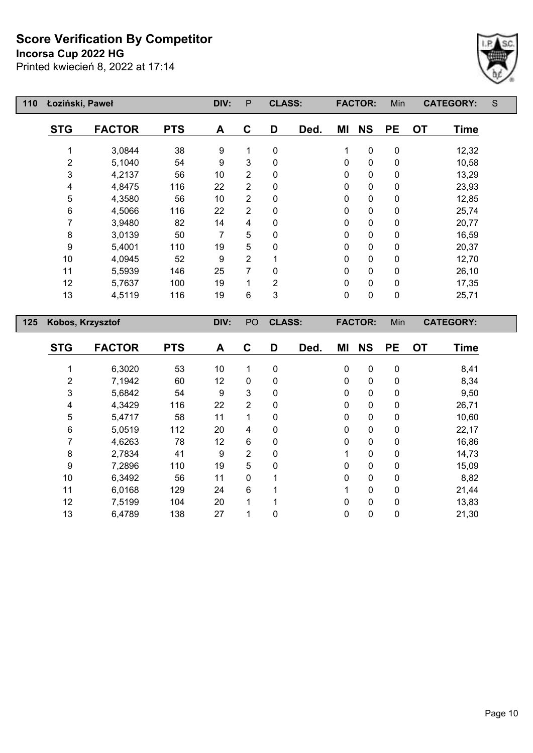# Score Verification By Competitor

**Incorsa Cup 2022 HG**

Printed kwiecień 8, 2022 at 17:14

| 110 | Łoziński, Paweł | | DIV: | P | CLASS: | | FACTOR: | | Min | CATEGORY: | S |
|---|---|---|---|---|---|---|---|---|---|---|---|
| **STG** | **FACTOR** | **PTS** | **A** | **C** | **D** | **Ded.** | **MI** | **NS** | **PE** | **OT** | **Time** |
| 1 | 3,0844 | 38 | 9 | 1 | 0 | | 1 | 0 | 0 | | 12,32 |
| 2 | 5,1040 | 54 | 9 | 3 | 0 | | 0 | 0 | 0 | | 10,58 |
| 3 | 4,2137 | 56 | 10 | 2 | 0 | | 0 | 0 | 0 | | 13,29 |
| 4 | 4,8475 | 116 | 22 | 2 | 0 | | 0 | 0 | 0 | | 23,93 |
| 5 | 4,3580 | 56 | 10 | 2 | 0 | | 0 | 0 | 0 | | 12,85 |
| 6 | 4,5066 | 116 | 22 | 2 | 0 | | 0 | 0 | 0 | | 25,74 |
| 7 | 3,9480 | 82 | 14 | 4 | 0 | | 0 | 0 | 0 | | 20,77 |
| 8 | 3,0139 | 50 | 7 | 5 | 0 | | 0 | 0 | 0 | | 16,59 |
| 9 | 5,4001 | 110 | 19 | 5 | 0 | | 0 | 0 | 0 | | 20,37 |
| 10 | 4,0945 | 52 | 9 | 2 | 1 | | 0 | 0 | 0 | | 12,70 |
| 11 | 5,5939 | 146 | 25 | 7 | 0 | | 0 | 0 | 0 | | 26,10 |
| 12 | 5,7637 | 100 | 19 | 1 | 2 | | 0 | 0 | 0 | | 17,35 |
| 13 | 4,5119 | 116 | 19 | 6 | 3 | | 0 | 0 | 0 | | 25,71 |

| 125 | Kobos, Krzysztof | | DIV: | PO | CLASS: | | FACTOR: | | Min | CATEGORY: | |
|---|---|---|---|---|---|---|---|---|---|---|---|
| **STG** | **FACTOR** | **PTS** | **A** | **C** | **D** | **Ded.** | **MI** | **NS** | **PE** | **OT** | **Time** |
| 1 | 6,3020 | 53 | 10 | 1 | 0 | | 0 | 0 | 0 | | 8,41 |
| 2 | 7,1942 | 60 | 12 | 0 | 0 | | 0 | 0 | 0 | | 8,34 |
| 3 | 5,6842 | 54 | 9 | 3 | 0 | | 0 | 0 | 0 | | 9,50 |
| 4 | 4,3429 | 116 | 22 | 2 | 0 | | 0 | 0 | 0 | | 26,71 |
| 5 | 5,4717 | 58 | 11 | 1 | 0 | | 0 | 0 | 0 | | 10,60 |
| 6 | 5,0519 | 112 | 20 | 4 | 0 | | 0 | 0 | 0 | | 22,17 |
| 7 | 4,6263 | 78 | 12 | 6 | 0 | | 0 | 0 | 0 | | 16,86 |
| 8 | 2,7834 | 41 | 9 | 2 | 0 | | 1 | 0 | 0 | | 14,73 |
| 9 | 7,2896 | 110 | 19 | 5 | 0 | | 0 | 0 | 0 | | 15,09 |
| 10 | 6,3492 | 56 | 11 | 0 | 1 | | 0 | 0 | 0 | | 8,82 |
| 11 | 6,0168 | 129 | 24 | 6 | 1 | | 1 | 0 | 0 | | 21,44 |
| 12 | 7,5199 | 104 | 20 | 1 | 1 | | 0 | 0 | 0 | | 13,83 |
| 13 | 6,4789 | 138 | 27 | 1 | 0 | | 0 | 0 | 0 | | 21,30 |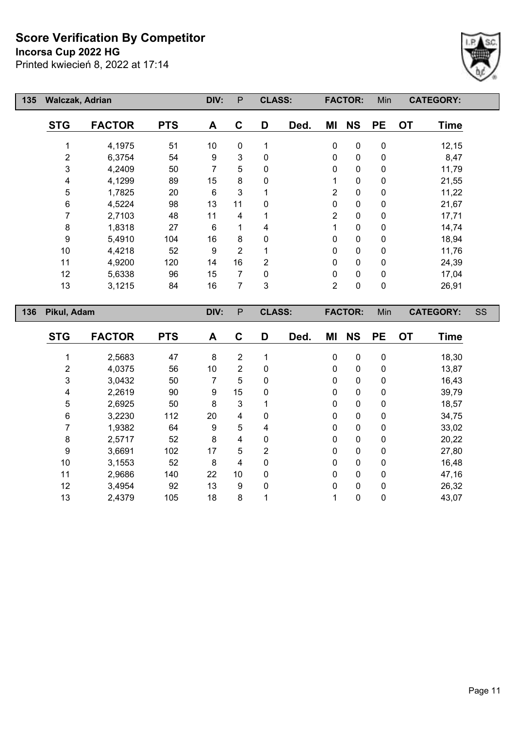# Score Verification By Competitor

**Incorsa Cup 2022 HG**

Printed kwiecień 8, 2022 at 17:14

| 135 | Walczak, Adrian | | DIV: | P | CLASS: | | FACTOR: | | Min | CATEGORY: | |
|---|---|---|---|---|---|---|---|---|---|---|---|
| **STG** | **FACTOR** | **PTS** | **A** | **C** | **D** | **Ded.** | **MI** | **NS** | **PE** | **OT** | **Time** |
| 1 | 4,1975 | 51 | 10 | 0 | 1 | | 0 | 0 | 0 | | 12,15 |
| 2 | 6,3754 | 54 | 9 | 3 | 0 | | 0 | 0 | 0 | | 8,47 |
| 3 | 4,2409 | 50 | 7 | 5 | 0 | | 0 | 0 | 0 | | 11,79 |
| 4 | 4,1299 | 89 | 15 | 8 | 0 | | 1 | 0 | 0 | | 21,55 |
| 5 | 1,7825 | 20 | 6 | 3 | 1 | | 2 | 0 | 0 | | 11,22 |
| 6 | 4,5224 | 98 | 13 | 11 | 0 | | 0 | 0 | 0 | | 21,67 |
| 7 | 2,7103 | 48 | 11 | 4 | 1 | | 2 | 0 | 0 | | 17,71 |
| 8 | 1,8318 | 27 | 6 | 1 | 4 | | 1 | 0 | 0 | | 14,74 |
| 9 | 5,4910 | 104 | 16 | 8 | 0 | | 0 | 0 | 0 | | 18,94 |
| 10 | 4,4218 | 52 | 9 | 2 | 1 | | 0 | 0 | 0 | | 11,76 |
| 11 | 4,9200 | 120 | 14 | 16 | 2 | | 0 | 0 | 0 | | 24,39 |
| 12 | 5,6338 | 96 | 15 | 7 | 0 | | 0 | 0 | 0 | | 17,04 |
| 13 | 3,1215 | 84 | 16 | 7 | 3 | | 2 | 0 | 0 | | 26,91 |

| 136 | Pikul, Adam | | DIV: | P | CLASS: | | FACTOR: | | Min | CATEGORY: | SS |
|---|---|---|---|---|---|---|---|---|---|---|---|
| **STG** | **FACTOR** | **PTS** | **A** | **C** | **D** | **Ded.** | **MI** | **NS** | **PE** | **OT** | **Time** |
| 1 | 2,5683 | 47 | 8 | 2 | 1 | | 0 | 0 | 0 | | 18,30 |
| 2 | 4,0375 | 56 | 10 | 2 | 0 | | 0 | 0 | 0 | | 13,87 |
| 3 | 3,0432 | 50 | 7 | 5 | 0 | | 0 | 0 | 0 | | 16,43 |
| 4 | 2,2619 | 90 | 9 | 15 | 0 | | 0 | 0 | 0 | | 39,79 |
| 5 | 2,6925 | 50 | 8 | 3 | 1 | | 0 | 0 | 0 | | 18,57 |
| 6 | 3,2230 | 112 | 20 | 4 | 0 | | 0 | 0 | 0 | | 34,75 |
| 7 | 1,9382 | 64 | 9 | 5 | 4 | | 0 | 0 | 0 | | 33,02 |
| 8 | 2,5717 | 52 | 8 | 4 | 0 | | 0 | 0 | 0 | | 20,22 |
| 9 | 3,6691 | 102 | 17 | 5 | 2 | | 0 | 0 | 0 | | 27,80 |
| 10 | 3,1553 | 52 | 8 | 4 | 0 | | 0 | 0 | 0 | | 16,48 |
| 11 | 2,9686 | 140 | 22 | 10 | 0 | | 0 | 0 | 0 | | 47,16 |
| 12 | 3,4954 | 92 | 13 | 9 | 0 | | 0 | 0 | 0 | | 26,32 |
| 13 | 2,4379 | 105 | 18 | 8 | 1 | | 1 | 0 | 0 | | 43,07 |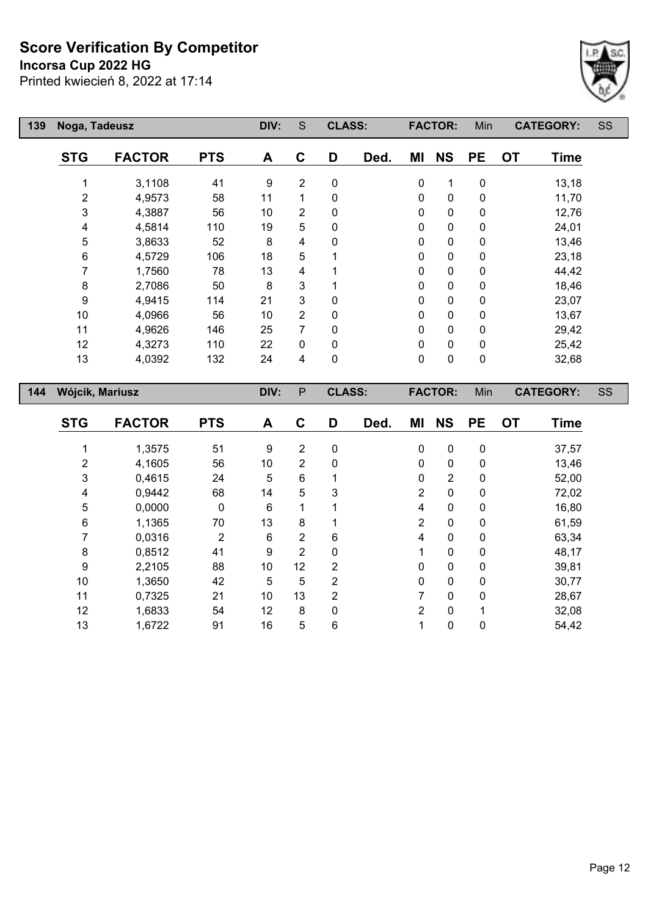# Score Verification By Competitor

**Incorsa Cup 2022 HG**

Printed kwiecień 8, 2022 at 17:14

| 139 | Noga, Tadeusz | DIV: S | CLASS: | FACTOR: Min | CATEGORY: SS |
|---|---|---|---|---|---|

| STG | FACTOR | PTS | A | C | D | Ded. | MI | NS | PE | OT | Time |
|---|---|---|---|---|---|---|---|---|---|---|---|
| 1 | 3,1108 | 41 | 9 | 2 | 0 | | 0 | 1 | 0 | | 13,18 |
| 2 | 4,9573 | 58 | 11 | 1 | 0 | | 0 | 0 | 0 | | 11,70 |
| 3 | 4,3887 | 56 | 10 | 2 | 0 | | 0 | 0 | 0 | | 12,76 |
| 4 | 4,5814 | 110 | 19 | 5 | 0 | | 0 | 0 | 0 | | 24,01 |
| 5 | 3,8633 | 52 | 8 | 4 | 0 | | 0 | 0 | 0 | | 13,46 |
| 6 | 4,5729 | 106 | 18 | 5 | 1 | | 0 | 0 | 0 | | 23,18 |
| 7 | 1,7560 | 78 | 13 | 4 | 1 | | 0 | 0 | 0 | | 44,42 |
| 8 | 2,7086 | 50 | 8 | 3 | 1 | | 0 | 0 | 0 | | 18,46 |
| 9 | 4,9415 | 114 | 21 | 3 | 0 | | 0 | 0 | 0 | | 23,07 |
| 10 | 4,0966 | 56 | 10 | 2 | 0 | | 0 | 0 | 0 | | 13,67 |
| 11 | 4,9626 | 146 | 25 | 7 | 0 | | 0 | 0 | 0 | | 29,42 |
| 12 | 4,3273 | 110 | 22 | 0 | 0 | | 0 | 0 | 0 | | 25,42 |
| 13 | 4,0392 | 132 | 24 | 4 | 0 | | 0 | 0 | 0 | | 32,68 |

| 144 | Wójcik, Mariusz | DIV: P | CLASS: | FACTOR: Min | CATEGORY: SS |
|---|---|---|---|---|---|

| STG | FACTOR | PTS | A | C | D | Ded. | MI | NS | PE | OT | Time |
|---|---|---|---|---|---|---|---|---|---|---|---|
| 1 | 1,3575 | 51 | 9 | 2 | 0 | | 0 | 0 | 0 | | 37,57 |
| 2 | 4,1605 | 56 | 10 | 2 | 0 | | 0 | 0 | 0 | | 13,46 |
| 3 | 0,4615 | 24 | 5 | 6 | 1 | | 0 | 2 | 0 | | 52,00 |
| 4 | 0,9442 | 68 | 14 | 5 | 3 | | 2 | 0 | 0 | | 72,02 |
| 5 | 0,0000 | 0 | 6 | 1 | 1 | | 4 | 0 | 0 | | 16,80 |
| 6 | 1,1365 | 70 | 13 | 8 | 1 | | 2 | 0 | 0 | | 61,59 |
| 7 | 0,0316 | 2 | 6 | 2 | 6 | | 4 | 0 | 0 | | 63,34 |
| 8 | 0,8512 | 41 | 9 | 2 | 0 | | 1 | 0 | 0 | | 48,17 |
| 9 | 2,2105 | 88 | 10 | 12 | 2 | | 0 | 0 | 0 | | 39,81 |
| 10 | 1,3650 | 42 | 5 | 5 | 2 | | 0 | 0 | 0 | | 30,77 |
| 11 | 0,7325 | 21 | 10 | 13 | 2 | | 7 | 0 | 0 | | 28,67 |
| 12 | 1,6833 | 54 | 12 | 8 | 0 | | 2 | 0 | 1 | | 32,08 |
| 13 | 1,6722 | 91 | 16 | 5 | 6 | | 1 | 0 | 0 | | 54,42 |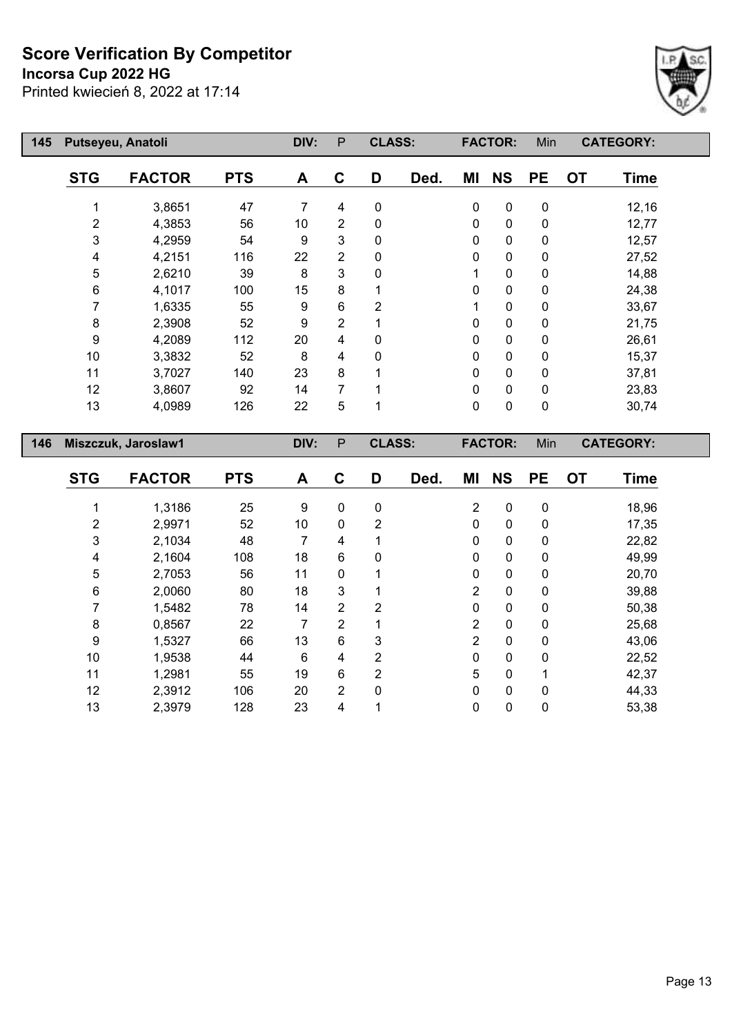# Score Verification By Competitor

**Incorsa Cup 2022 HG**

Printed kwiecień 8, 2022 at 17:14

| 145 | Putseyeu, Anatoli | | DIV: | P | CLASS: | | FACTOR: | | Min | CATEGORY: | |
|---|---|---|---|---|---|---|---|---|---|---|---|

| STG | FACTOR | PTS | A | C | D | Ded. | MI | NS | PE | OT | Time |
|---|---|---|---|---|---|---|---|---|---|---|---|
| 1 | 3,8651 | 47 | 7 | 4 | 0 | | 0 | 0 | 0 | | 12,16 |
| 2 | 4,3853 | 56 | 10 | 2 | 0 | | 0 | 0 | 0 | | 12,77 |
| 3 | 4,2959 | 54 | 9 | 3 | 0 | | 0 | 0 | 0 | | 12,57 |
| 4 | 4,2151 | 116 | 22 | 2 | 0 | | 0 | 0 | 0 | | 27,52 |
| 5 | 2,6210 | 39 | 8 | 3 | 0 | | 1 | 0 | 0 | | 14,88 |
| 6 | 4,1017 | 100 | 15 | 8 | 1 | | 0 | 0 | 0 | | 24,38 |
| 7 | 1,6335 | 55 | 9 | 6 | 2 | | 1 | 0 | 0 | | 33,67 |
| 8 | 2,3908 | 52 | 9 | 2 | 1 | | 0 | 0 | 0 | | 21,75 |
| 9 | 4,2089 | 112 | 20 | 4 | 0 | | 0 | 0 | 0 | | 26,61 |
| 10 | 3,3832 | 52 | 8 | 4 | 0 | | 0 | 0 | 0 | | 15,37 |
| 11 | 3,7027 | 140 | 23 | 8 | 1 | | 0 | 0 | 0 | | 37,81 |
| 12 | 3,8607 | 92 | 14 | 7 | 1 | | 0 | 0 | 0 | | 23,83 |
| 13 | 4,0989 | 126 | 22 | 5 | 1 | | 0 | 0 | 0 | | 30,74 |

| 146 | Miszczuk, Jaroslaw1 | | DIV: | P | CLASS: | | FACTOR: | | Min | CATEGORY: | |
|---|---|---|---|---|---|---|---|---|---|---|---|

| STG | FACTOR | PTS | A | C | D | Ded. | MI | NS | PE | OT | Time |
|---|---|---|---|---|---|---|---|---|---|---|---|
| 1 | 1,3186 | 25 | 9 | 0 | 0 | | 2 | 0 | 0 | | 18,96 |
| 2 | 2,9971 | 52 | 10 | 0 | 2 | | 0 | 0 | 0 | | 17,35 |
| 3 | 2,1034 | 48 | 7 | 4 | 1 | | 0 | 0 | 0 | | 22,82 |
| 4 | 2,1604 | 108 | 18 | 6 | 0 | | 0 | 0 | 0 | | 49,99 |
| 5 | 2,7053 | 56 | 11 | 0 | 1 | | 0 | 0 | 0 | | 20,70 |
| 6 | 2,0060 | 80 | 18 | 3 | 1 | | 2 | 0 | 0 | | 39,88 |
| 7 | 1,5482 | 78 | 14 | 2 | 2 | | 0 | 0 | 0 | | 50,38 |
| 8 | 0,8567 | 22 | 7 | 2 | 1 | | 2 | 0 | 0 | | 25,68 |
| 9 | 1,5327 | 66 | 13 | 6 | 3 | | 2 | 0 | 0 | | 43,06 |
| 10 | 1,9538 | 44 | 6 | 4 | 2 | | 0 | 0 | 0 | | 22,52 |
| 11 | 1,2981 | 55 | 19 | 6 | 2 | | 5 | 0 | 1 | | 42,37 |
| 12 | 2,3912 | 106 | 20 | 2 | 0 | | 0 | 0 | 0 | | 44,33 |
| 13 | 2,3979 | 128 | 23 | 4 | 1 | | 0 | 0 | 0 | | 53,38 |